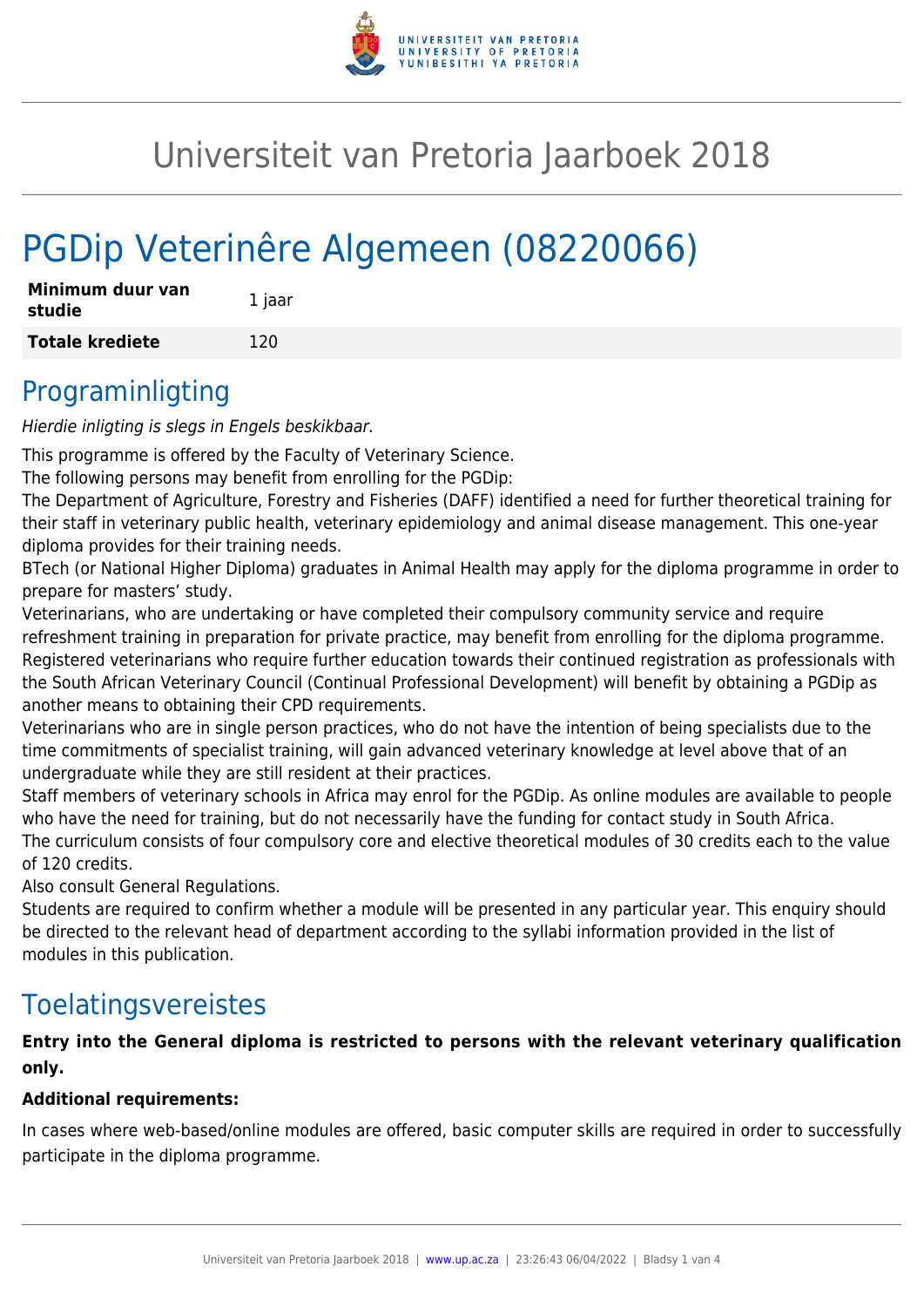# Universiteit van Pretoria Jaarboek 2018

# PGDip Veterinêre Algemeen (08220066)

| **Minimum duur van studie** | 1 jaar |
|---|---|
| **Totale krediete** | 120 |

## Programinligting

*Hierdie inligting is slegs in Engels beskikbaar.*

This programme is offered by the Faculty of Veterinary Science.

The following persons may benefit from enrolling for the PGDip:

The Department of Agriculture, Forestry and Fisheries (DAFF) identified a need for further theoretical training for their staff in veterinary public health, veterinary epidemiology and animal disease management. This one-year diploma provides for their training needs.

BTech (or National Higher Diploma) graduates in Animal Health may apply for the diploma programme in order to prepare for masters' study.

Veterinarians, who are undertaking or have completed their compulsory community service and require refreshment training in preparation for private practice, may benefit from enrolling for the diploma programme.

Registered veterinarians who require further education towards their continued registration as professionals with the South African Veterinary Council (Continual Professional Development) will benefit by obtaining a PGDip as another means to obtaining their CPD requirements.

Veterinarians who are in single person practices, who do not have the intention of being specialists due to the time commitments of specialist training, will gain advanced veterinary knowledge at level above that of an undergraduate while they are still resident at their practices.

Staff members of veterinary schools in Africa may enrol for the PGDip. As online modules are available to people who have the need for training, but do not necessarily have the funding for contact study in South Africa.

The curriculum consists of four compulsory core and elective theoretical modules of 30 credits each to the value of 120 credits.

Also consult General Regulations.

Students are required to confirm whether a module will be presented in any particular year. This enquiry should be directed to the relevant head of department according to the syllabi information provided in the list of modules in this publication.

## Toelatingsvereistes

**Entry into the General diploma is restricted to persons with the relevant veterinary qualification only.**

**Additional requirements:**

In cases where web-based/online modules are offered, basic computer skills are required in order to successfully participate in the diploma programme.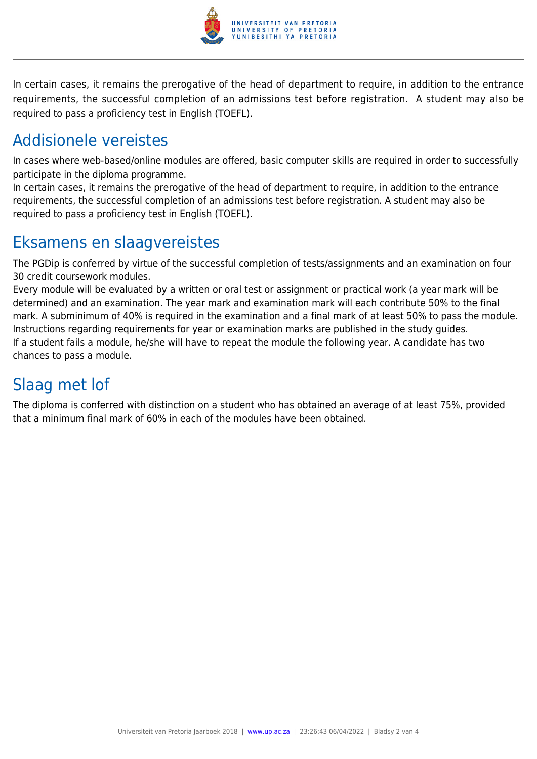In certain cases, it remains the prerogative of the head of department to require, in addition to the entrance requirements, the successful completion of an admissions test before registration.  A student may also be required to pass a proficiency test in English (TOEFL).

## Addisionele vereistes

In cases where web-based/online modules are offered, basic computer skills are required in order to successfully participate in the diploma programme.
In certain cases, it remains the prerogative of the head of department to require, in addition to the entrance requirements, the successful completion of an admissions test before registration. A student may also be required to pass a proficiency test in English (TOEFL).

## Eksamens en slaagvereistes

The PGDip is conferred by virtue of the successful completion of tests/assignments and an examination on four 30 credit coursework modules.
Every module will be evaluated by a written or oral test or assignment or practical work (a year mark will be determined) and an examination. The year mark and examination mark will each contribute 50% to the final mark. A subminimum of 40% is required in the examination and a final mark of at least 50% to pass the module. Instructions regarding requirements for year or examination marks are published in the study guides.
If a student fails a module, he/she will have to repeat the module the following year. A candidate has two chances to pass a module.

## Slaag met lof

The diploma is conferred with distinction on a student who has obtained an average of at least 75%, provided that a minimum final mark of 60% in each of the modules have been obtained.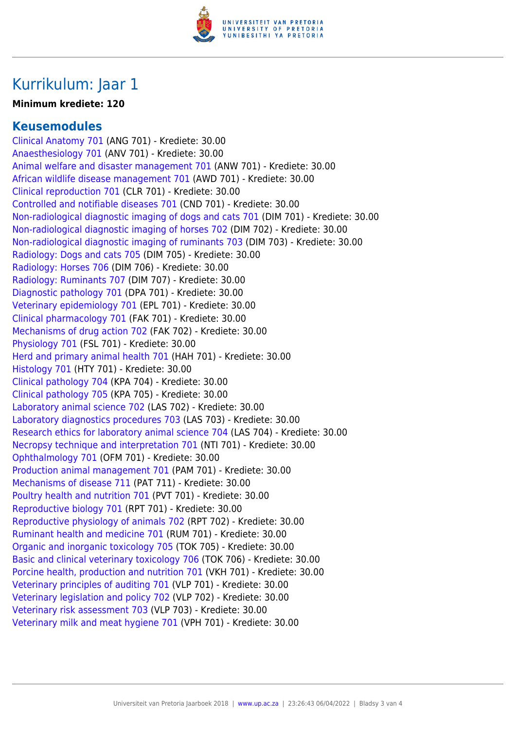# Kurrikulum: Jaar 1

**Minimum krediete: 120**

## Keusemodules

Clinical Anatomy 701 (ANG 701) - Krediete: 30.00
Anaesthesiology 701 (ANV 701) - Krediete: 30.00
Animal welfare and disaster management 701 (ANW 701) - Krediete: 30.00
African wildlife disease management 701 (AWD 701) - Krediete: 30.00
Clinical reproduction 701 (CLR 701) - Krediete: 30.00
Controlled and notifiable diseases 701 (CND 701) - Krediete: 30.00
Non-radiological diagnostic imaging of dogs and cats 701 (DIM 701) - Krediete: 30.00
Non-radiological diagnostic imaging of horses 702 (DIM 702) - Krediete: 30.00
Non-radiological diagnostic imaging of ruminants 703 (DIM 703) - Krediete: 30.00
Radiology: Dogs and cats 705 (DIM 705) - Krediete: 30.00
Radiology: Horses 706 (DIM 706) - Krediete: 30.00
Radiology: Ruminants 707 (DIM 707) - Krediete: 30.00
Diagnostic pathology 701 (DPA 701) - Krediete: 30.00
Veterinary epidemiology 701 (EPL 701) - Krediete: 30.00
Clinical pharmacology 701 (FAK 701) - Krediete: 30.00
Mechanisms of drug action 702 (FAK 702) - Krediete: 30.00
Physiology 701 (FSL 701) - Krediete: 30.00
Herd and primary animal health 701 (HAH 701) - Krediete: 30.00
Histology 701 (HTY 701) - Krediete: 30.00
Clinical pathology 704 (KPA 704) - Krediete: 30.00
Clinical pathology 705 (KPA 705) - Krediete: 30.00
Laboratory animal science 702 (LAS 702) - Krediete: 30.00
Laboratory diagnostics procedures 703 (LAS 703) - Krediete: 30.00
Research ethics for laboratory animal science 704 (LAS 704) - Krediete: 30.00
Necropsy technique and interpretation 701 (NTI 701) - Krediete: 30.00
Ophthalmology 701 (OFM 701) - Krediete: 30.00
Production animal management 701 (PAM 701) - Krediete: 30.00
Mechanisms of disease 711 (PAT 711) - Krediete: 30.00
Poultry health and nutrition 701 (PVT 701) - Krediete: 30.00
Reproductive biology 701 (RPT 701) - Krediete: 30.00
Reproductive physiology of animals 702 (RPT 702) - Krediete: 30.00
Ruminant health and medicine 701 (RUM 701) - Krediete: 30.00
Organic and inorganic toxicology 705 (TOK 705) - Krediete: 30.00
Basic and clinical veterinary toxicology 706 (TOK 706) - Krediete: 30.00
Porcine health, production and nutrition 701 (VKH 701) - Krediete: 30.00
Veterinary principles of auditing 701 (VLP 701) - Krediete: 30.00
Veterinary legislation and policy 702 (VLP 702) - Krediete: 30.00
Veterinary risk assessment 703 (VLP 703) - Krediete: 30.00
Veterinary milk and meat hygiene 701 (VPH 701) - Krediete: 30.00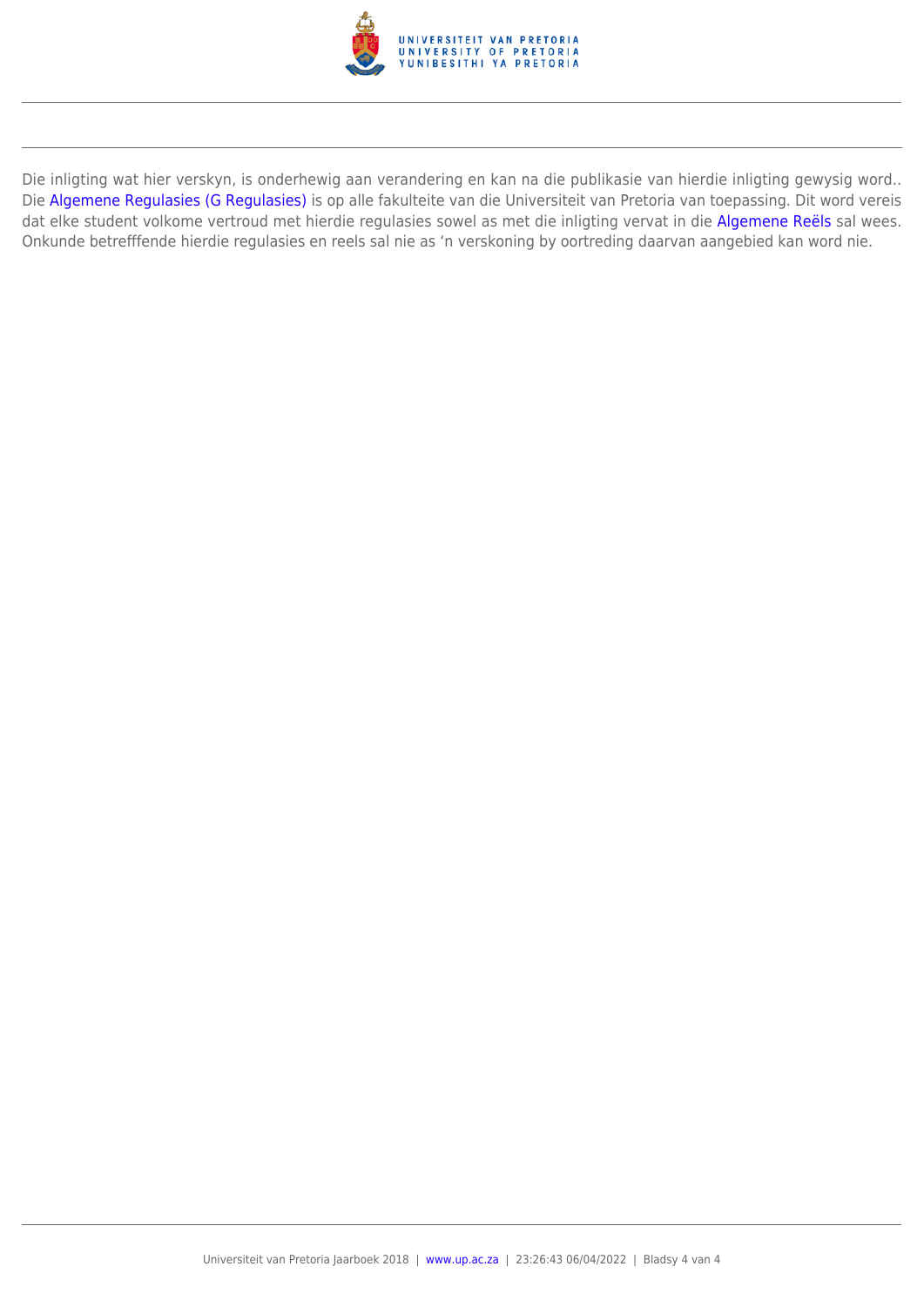Die inligting wat hier verskyn, is onderhewig aan verandering en kan na die publikasie van hierdie inligting gewysig word.. Die Algemene Regulasies (G Regulasies) is op alle fakulteite van die Universiteit van Pretoria van toepassing. Dit word vereis dat elke student volkome vertroud met hierdie regulasies sowel as met die inligting vervat in die Algemene Reëls sal wees. Onkunde betrefffende hierdie regulasies en reels sal nie as 'n verskoning by oortreding daarvan aangebied kan word nie.